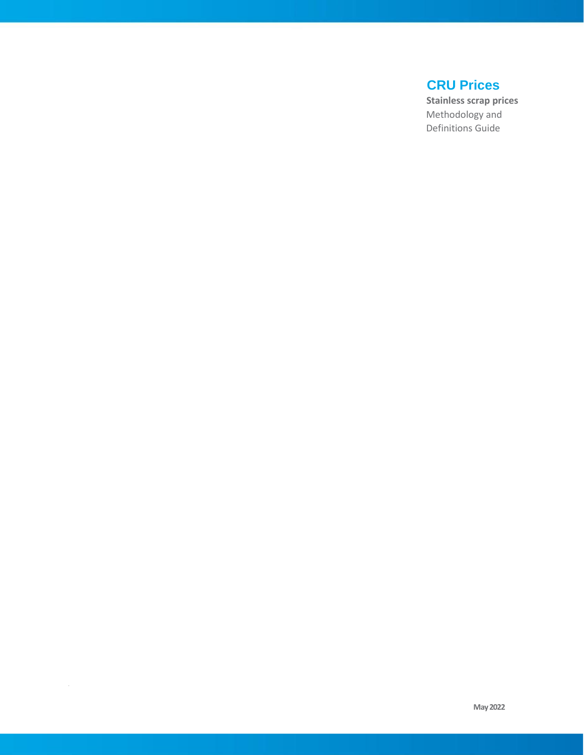# CRU Prices

**Stainless scrap prices**

Methodology and Definitions Guide

**May 2022**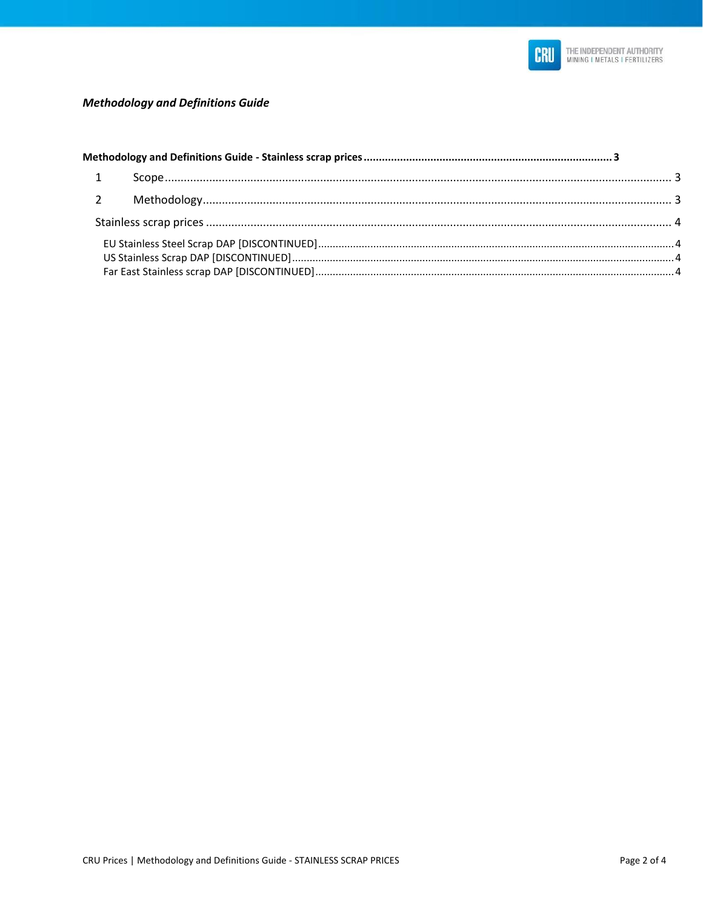*Methodology and Definitions Guide*

**Methodology and Definitions Guide - Stainless scrap prices** ........................................ **3**

1 Scope ........................................ 3

2 Methodology ........................................ 3

Stainless scrap prices ........................................ 4

EU Stainless Steel Scrap DAP [DISCONTINUED] ........................................ 4

US Stainless Scrap DAP [DISCONTINUED] ........................................ 4

Far East Stainless scrap DAP [DISCONTINUED] ........................................ 4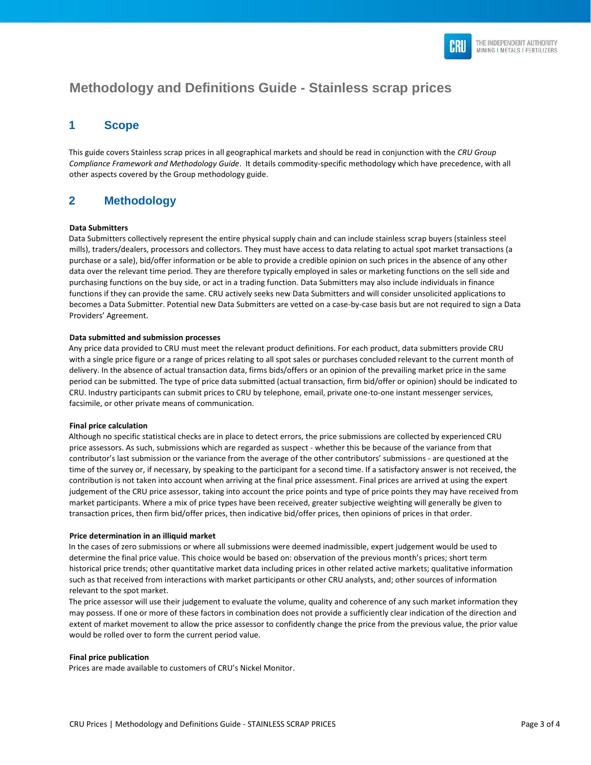# Methodology and Definitions Guide - Stainless scrap prices

## 1 Scope

This guide covers Stainless scrap prices in all geographical markets and should be read in conjunction with the *CRU Group Compliance Framework and Methodology Guide*. It details commodity-specific methodology which have precedence, with all other aspects covered by the Group methodology guide.

## 2 Methodology

**Data Submitters**

Data Submitters collectively represent the entire physical supply chain and can include stainless scrap buyers (stainless steel mills), traders/dealers, processors and collectors. They must have access to data relating to actual spot market transactions (a purchase or a sale), bid/offer information or be able to provide a credible opinion on such prices in the absence of any other data over the relevant time period. They are therefore typically employed in sales or marketing functions on the sell side and purchasing functions on the buy side, or act in a trading function. Data Submitters may also include individuals in finance functions if they can provide the same. CRU actively seeks new Data Submitters and will consider unsolicited applications to becomes a Data Submitter. Potential new Data Submitters are vetted on a case-by-case basis but are not required to sign a Data Providers' Agreement.

**Data submitted and submission processes**

Any price data provided to CRU must meet the relevant product definitions. For each product, data submitters provide CRU with a single price figure or a range of prices relating to all spot sales or purchases concluded relevant to the current month of delivery. In the absence of actual transaction data, firms bids/offers or an opinion of the prevailing market price in the same period can be submitted. The type of price data submitted (actual transaction, firm bid/offer or opinion) should be indicated to CRU. Industry participants can submit prices to CRU by telephone, email, private one-to-one instant messenger services, facsimile, or other private means of communication.

**Final price calculation**

Although no specific statistical checks are in place to detect errors, the price submissions are collected by experienced CRU price assessors. As such, submissions which are regarded as suspect - whether this be because of the variance from that contributor's last submission or the variance from the average of the other contributors' submissions - are questioned at the time of the survey or, if necessary, by speaking to the participant for a second time. If a satisfactory answer is not received, the contribution is not taken into account when arriving at the final price assessment. Final prices are arrived at using the expert judgement of the CRU price assessor, taking into account the price points and type of price points they may have received from market participants. Where a mix of price types have been received, greater subjective weighting will generally be given to transaction prices, then firm bid/offer prices, then indicative bid/offer prices, then opinions of prices in that order.

**Price determination in an illiquid market**

In the cases of zero submissions or where all submissions were deemed inadmissible, expert judgement would be used to determine the final price value. This choice would be based on: observation of the previous month's prices; short term historical price trends; other quantitative market data including prices in other related active markets; qualitative information such as that received from interactions with market participants or other CRU analysts, and; other sources of information relevant to the spot market.

The price assessor will use their judgement to evaluate the volume, quality and coherence of any such market information they may possess. If one or more of these factors in combination does not provide a sufficiently clear indication of the direction and extent of market movement to allow the price assessor to confidently change the price from the previous value, the prior value would be rolled over to form the current period value.

**Final price publication**

Prices are made available to customers of CRU's Nickel Monitor.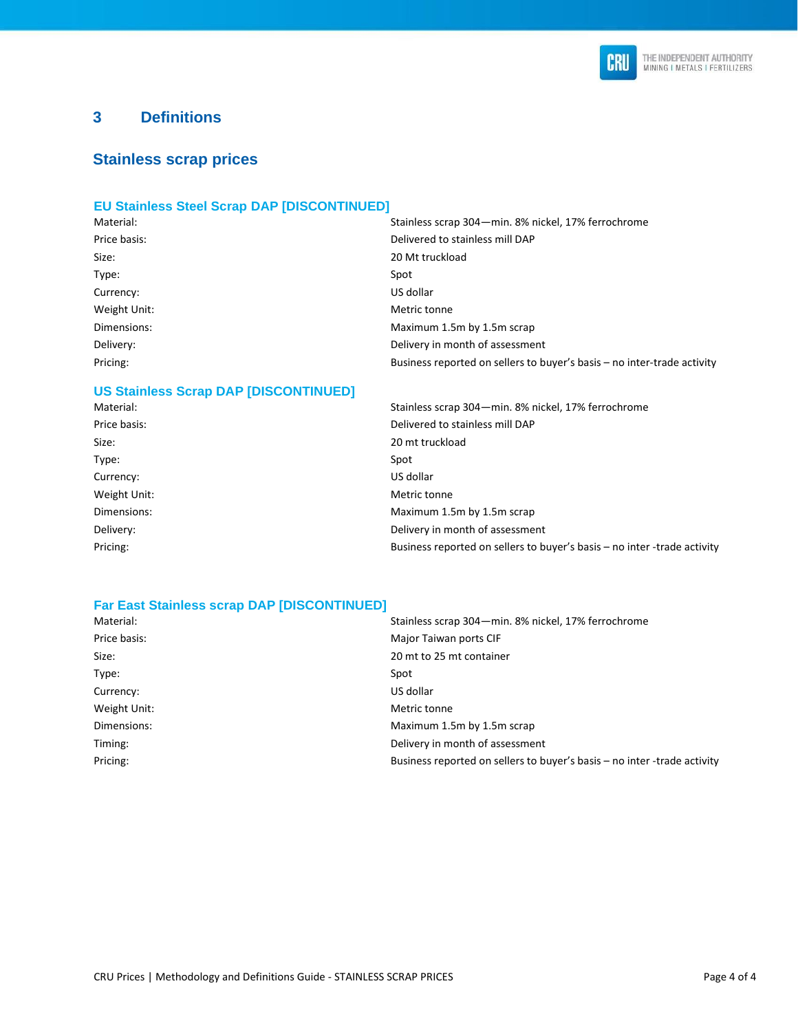# 3 Definitions

## Stainless scrap prices

### EU Stainless Steel Scrap DAP [DISCONTINUED]

| | |
|---|---|
| Material: | Stainless scrap 304—min. 8% nickel, 17% ferrochrome |
| Price basis: | Delivered to stainless mill DAP |
| Size: | 20 Mt truckload |
| Type: | Spot |
| Currency: | US dollar |
| Weight Unit: | Metric tonne |
| Dimensions: | Maximum 1.5m by 1.5m scrap |
| Delivery: | Delivery in month of assessment |
| Pricing: | Business reported on sellers to buyer's basis – no inter-trade activity |

### US Stainless Scrap DAP [DISCONTINUED]

| | |
|---|---|
| Material: | Stainless scrap 304—min. 8% nickel, 17% ferrochrome |
| Price basis: | Delivered to stainless mill DAP |
| Size: | 20 mt truckload |
| Type: | Spot |
| Currency: | US dollar |
| Weight Unit: | Metric tonne |
| Dimensions: | Maximum 1.5m by 1.5m scrap |
| Delivery: | Delivery in month of assessment |
| Pricing: | Business reported on sellers to buyer's basis – no inter -trade activity |

### Far East Stainless scrap DAP [DISCONTINUED]

| | |
|---|---|
| Material: | Stainless scrap 304—min. 8% nickel, 17% ferrochrome |
| Price basis: | Major Taiwan ports CIF |
| Size: | 20 mt to 25 mt container |
| Type: | Spot |
| Currency: | US dollar |
| Weight Unit: | Metric tonne |
| Dimensions: | Maximum 1.5m by 1.5m scrap |
| Timing: | Delivery in month of assessment |
| Pricing: | Business reported on sellers to buyer's basis – no inter -trade activity |